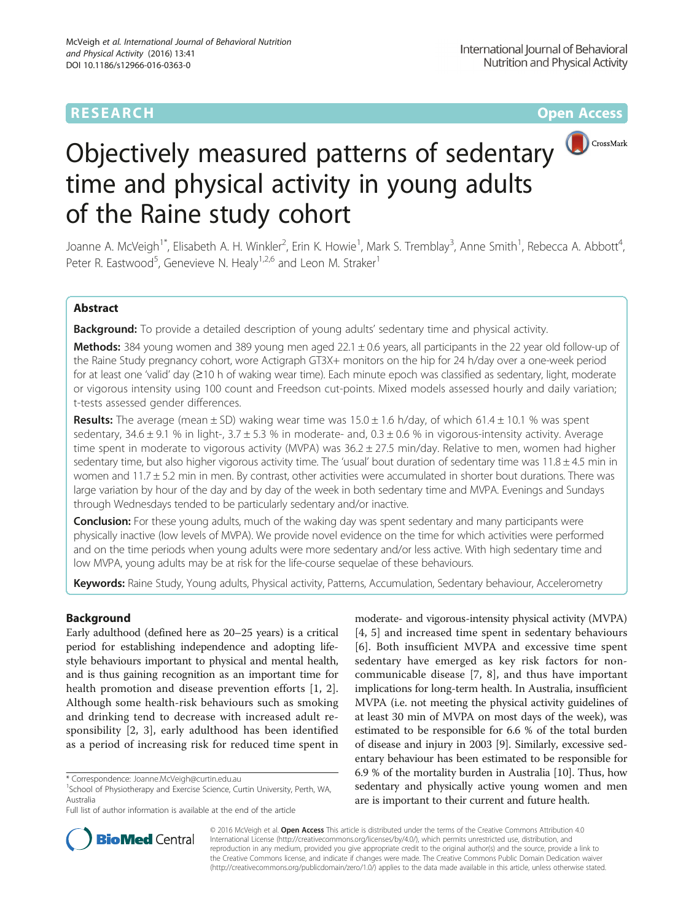RESEARCH Open Access

# Objectively measured patterns of sedentary time and physical activity in young adults of the Raine study cohort

Joanne A. McVeigh[1*], Elisabeth A. H. Winkler[2], Erin K. Howie[1], Mark S. Tremblay[3], Anne Smith[1], Rebecca A. Abbott[4], Peter R. Eastwood[5], Genevieve N. Healy[1,2,6] and Leon M. Straker[1]

## Abstract

**Background:** To provide a detailed description of young adults' sedentary time and physical activity.

**Methods:** 384 young women and 389 young men aged 22.1 ± 0.6 years, all participants in the 22 year old follow-up of the Raine Study pregnancy cohort, wore Actigraph GT3X+ monitors on the hip for 24 h/day over a one-week period for at least one 'valid' day (≥10 h of waking wear time). Each minute epoch was classified as sedentary, light, moderate or vigorous intensity using 100 count and Freedson cut-points. Mixed models assessed hourly and daily variation; t-tests assessed gender differences.

**Results:** The average (mean ± SD) waking wear time was 15.0 ± 1.6 h/day, of which 61.4 ± 10.1 % was spent sedentary, 34.6 ± 9.1 % in light-, 3.7 ± 5.3 % in moderate- and, 0.3 ± 0.6 % in vigorous-intensity activity. Average time spent in moderate to vigorous activity (MVPA) was 36.2 ± 27.5 min/day. Relative to men, women had higher sedentary time, but also higher vigorous activity time. The 'usual' bout duration of sedentary time was 11.8 ± 4.5 min in women and 11.7 ± 5.2 min in men. By contrast, other activities were accumulated in shorter bout durations. There was large variation by hour of the day and by day of the week in both sedentary time and MVPA. Evenings and Sundays through Wednesdays tended to be particularly sedentary and/or inactive.

**Conclusion:** For these young adults, much of the waking day was spent sedentary and many participants were physically inactive (low levels of MVPA). We provide novel evidence on the time for which activities were performed and on the time periods when young adults were more sedentary and/or less active. With high sedentary time and low MVPA, young adults may be at risk for the life-course sequelae of these behaviours.

**Keywords:** Raine Study, Young adults, Physical activity, Patterns, Accumulation, Sedentary behaviour, Accelerometry

## Background

Early adulthood (defined here as 20–25 years) is a critical period for establishing independence and adopting lifestyle behaviours important to physical and mental health, and is thus gaining recognition as an important time for health promotion and disease prevention efforts [1, 2]. Although some health-risk behaviours such as smoking and drinking tend to decrease with increased adult responsibility [2, 3], early adulthood has been identified as a period of increasing risk for reduced time spent in moderate- and vigorous-intensity physical activity (MVPA) [4, 5] and increased time spent in sedentary behaviours [6]. Both insufficient MVPA and excessive time spent sedentary have emerged as key risk factors for non-communicable disease [7, 8], and thus have important implications for long-term health. In Australia, insufficient MVPA (i.e. not meeting the physical activity guidelines of at least 30 min of MVPA on most days of the week), was estimated to be responsible for 6.6 % of the total burden of disease and injury in 2003 [9]. Similarly, excessive sedentary behaviour has been estimated to be responsible for 6.9 % of the mortality burden in Australia [10]. Thus, how sedentary and physically active young women and men are is important to their current and future health.

* Correspondence: Joanne.McVeigh@curtin.edu.au
[1]School of Physiotherapy and Exercise Science, Curtin University, Perth, WA, Australia
Full list of author information is available at the end of the article

© 2016 McVeigh et al. **Open Access** This article is distributed under the terms of the Creative Commons Attribution 4.0 International License (http://creativecommons.org/licenses/by/4.0/), which permits unrestricted use, distribution, and reproduction in any medium, provided you give appropriate credit to the original author(s) and the source, provide a link to the Creative Commons license, and indicate if changes were made. The Creative Commons Public Domain Dedication waiver (http://creativecommons.org/publicdomain/zero/1.0/) applies to the data made available in this article, unless otherwise stated.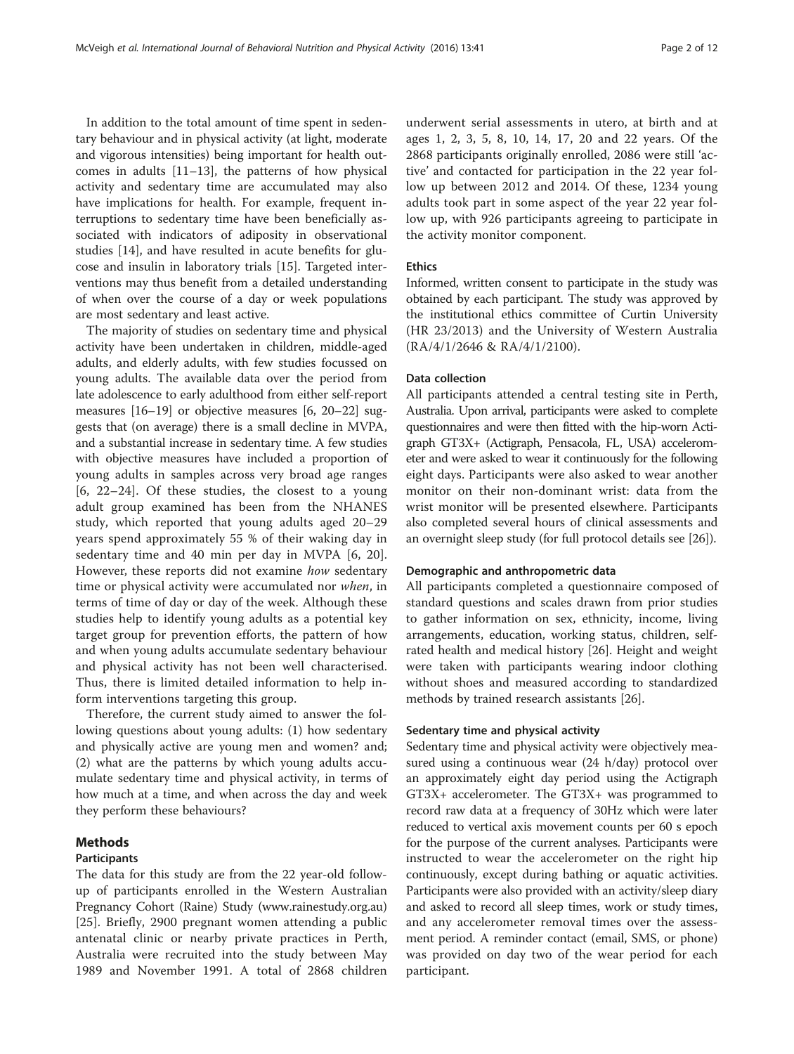In addition to the total amount of time spent in sedentary behaviour and in physical activity (at light, moderate and vigorous intensities) being important for health outcomes in adults [11–13], the patterns of how physical activity and sedentary time are accumulated may also have implications for health. For example, frequent interruptions to sedentary time have been beneficially associated with indicators of adiposity in observational studies [14], and have resulted in acute benefits for glucose and insulin in laboratory trials [15]. Targeted interventions may thus benefit from a detailed understanding of when over the course of a day or week populations are most sedentary and least active.

The majority of studies on sedentary time and physical activity have been undertaken in children, middle-aged adults, and elderly adults, with few studies focussed on young adults. The available data over the period from late adolescence to early adulthood from either self-report measures [16–19] or objective measures [6, 20–22] suggests that (on average) there is a small decline in MVPA, and a substantial increase in sedentary time. A few studies with objective measures have included a proportion of young adults in samples across very broad age ranges [6, 22–24]. Of these studies, the closest to a young adult group examined has been from the NHANES study, which reported that young adults aged 20–29 years spend approximately 55 % of their waking day in sedentary time and 40 min per day in MVPA [6, 20]. However, these reports did not examine *how* sedentary time or physical activity were accumulated nor *when*, in terms of time of day or day of the week. Although these studies help to identify young adults as a potential key target group for prevention efforts, the pattern of how and when young adults accumulate sedentary behaviour and physical activity has not been well characterised. Thus, there is limited detailed information to help inform interventions targeting this group.

Therefore, the current study aimed to answer the following questions about young adults: (1) how sedentary and physically active are young men and women? and; (2) what are the patterns by which young adults accumulate sedentary time and physical activity, in terms of how much at a time, and when across the day and week they perform these behaviours?

## Methods

### Participants

The data for this study are from the 22 year-old follow-up of participants enrolled in the Western Australian Pregnancy Cohort (Raine) Study (www.rainestudy.org.au) [25]. Briefly, 2900 pregnant women attending a public antenatal clinic or nearby private practices in Perth, Australia were recruited into the study between May 1989 and November 1991. A total of 2868 children underwent serial assessments in utero, at birth and at ages 1, 2, 3, 5, 8, 10, 14, 17, 20 and 22 years. Of the 2868 participants originally enrolled, 2086 were still 'active' and contacted for participation in the 22 year follow up between 2012 and 2014. Of these, 1234 young adults took part in some aspect of the year 22 year follow up, with 926 participants agreeing to participate in the activity monitor component.

### Ethics

Informed, written consent to participate in the study was obtained by each participant. The study was approved by the institutional ethics committee of Curtin University (HR 23/2013) and the University of Western Australia (RA/4/1/2646 & RA/4/1/2100).

### Data collection

All participants attended a central testing site in Perth, Australia. Upon arrival, participants were asked to complete questionnaires and were then fitted with the hip-worn Actigraph GT3X+ (Actigraph, Pensacola, FL, USA) accelerometer and were asked to wear it continuously for the following eight days. Participants were also asked to wear another monitor on their non-dominant wrist: data from the wrist monitor will be presented elsewhere. Participants also completed several hours of clinical assessments and an overnight sleep study (for full protocol details see [26]).

### Demographic and anthropometric data

All participants completed a questionnaire composed of standard questions and scales drawn from prior studies to gather information on sex, ethnicity, income, living arrangements, education, working status, children, self-rated health and medical history [26]. Height and weight were taken with participants wearing indoor clothing without shoes and measured according to standardized methods by trained research assistants [26].

### Sedentary time and physical activity

Sedentary time and physical activity were objectively measured using a continuous wear (24 h/day) protocol over an approximately eight day period using the Actigraph GT3X+ accelerometer. The GT3X+ was programmed to record raw data at a frequency of 30Hz which were later reduced to vertical axis movement counts per 60 s epoch for the purpose of the current analyses. Participants were instructed to wear the accelerometer on the right hip continuously, except during bathing or aquatic activities. Participants were also provided with an activity/sleep diary and asked to record all sleep times, work or study times, and any accelerometer removal times over the assessment period. A reminder contact (email, SMS, or phone) was provided on day two of the wear period for each participant.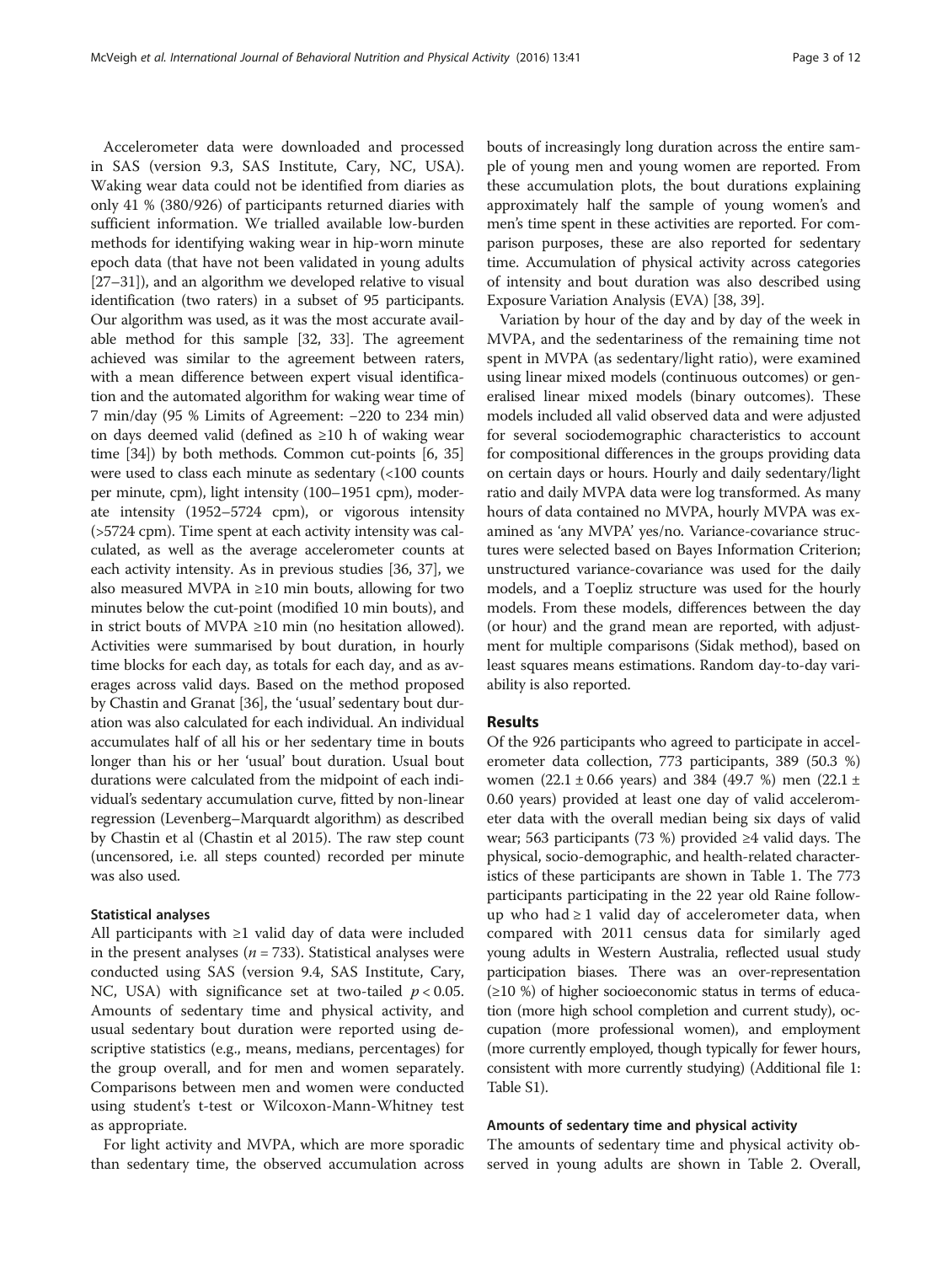Accelerometer data were downloaded and processed in SAS (version 9.3, SAS Institute, Cary, NC, USA). Waking wear data could not be identified from diaries as only 41 % (380/926) of participants returned diaries with sufficient information. We trialled available low-burden methods for identifying waking wear in hip-worn minute epoch data (that have not been validated in young adults [27–31]), and an algorithm we developed relative to visual identification (two raters) in a subset of 95 participants. Our algorithm was used, as it was the most accurate available method for this sample [32, 33]. The agreement achieved was similar to the agreement between raters, with a mean difference between expert visual identification and the automated algorithm for waking wear time of 7 min/day (95 % Limits of Agreement: −220 to 234 min) on days deemed valid (defined as ≥10 h of waking wear time [34]) by both methods. Common cut-points [6, 35] were used to class each minute as sedentary (<100 counts per minute, cpm), light intensity (100–1951 cpm), moderate intensity (1952–5724 cpm), or vigorous intensity (>5724 cpm). Time spent at each activity intensity was calculated, as well as the average accelerometer counts at each activity intensity. As in previous studies [36, 37], we also measured MVPA in ≥10 min bouts, allowing for two minutes below the cut-point (modified 10 min bouts), and in strict bouts of MVPA ≥10 min (no hesitation allowed). Activities were summarised by bout duration, in hourly time blocks for each day, as totals for each day, and as averages across valid days. Based on the method proposed by Chastin and Granat [36], the 'usual' sedentary bout duration was also calculated for each individual. An individual accumulates half of all his or her sedentary time in bouts longer than his or her 'usual' bout duration. Usual bout durations were calculated from the midpoint of each individual's sedentary accumulation curve, fitted by non-linear regression (Levenberg–Marquardt algorithm) as described by Chastin et al (Chastin et al 2015). The raw step count (uncensored, i.e. all steps counted) recorded per minute was also used.

### Statistical analyses

All participants with ≥1 valid day of data were included in the present analyses ($n = 733$). Statistical analyses were conducted using SAS (version 9.4, SAS Institute, Cary, NC, USA) with significance set at two-tailed $p < 0.05$. Amounts of sedentary time and physical activity, and usual sedentary bout duration were reported using descriptive statistics (e.g., means, medians, percentages) for the group overall, and for men and women separately. Comparisons between men and women were conducted using student's t-test or Wilcoxon-Mann-Whitney test as appropriate.

For light activity and MVPA, which are more sporadic than sedentary time, the observed accumulation across bouts of increasingly long duration across the entire sample of young men and young women are reported. From these accumulation plots, the bout durations explaining approximately half the sample of young women's and men's time spent in these activities are reported. For comparison purposes, these are also reported for sedentary time. Accumulation of physical activity across categories of intensity and bout duration was also described using Exposure Variation Analysis (EVA) [38, 39].

Variation by hour of the day and by day of the week in MVPA, and the sedentariness of the remaining time not spent in MVPA (as sedentary/light ratio), were examined using linear mixed models (continuous outcomes) or generalised linear mixed models (binary outcomes). These models included all valid observed data and were adjusted for several sociodemographic characteristics to account for compositional differences in the groups providing data on certain days or hours. Hourly and daily sedentary/light ratio and daily MVPA data were log transformed. As many hours of data contained no MVPA, hourly MVPA was examined as 'any MVPA' yes/no. Variance-covariance structures were selected based on Bayes Information Criterion; unstructured variance-covariance was used for the daily models, and a Toepliz structure was used for the hourly models. From these models, differences between the day (or hour) and the grand mean are reported, with adjustment for multiple comparisons (Sidak method), based on least squares means estimations. Random day-to-day variability is also reported.

## Results

Of the 926 participants who agreed to participate in accelerometer data collection, 773 participants, 389 (50.3 %) women (22.1 ± 0.66 years) and 384 (49.7 %) men (22.1 ± 0.60 years) provided at least one day of valid accelerometer data with the overall median being six days of valid wear; 563 participants (73 %) provided ≥4 valid days. The physical, socio-demographic, and health-related characteristics of these participants are shown in Table 1. The 773 participants participating in the 22 year old Raine follow-up who had ≥ 1 valid day of accelerometer data, when compared with 2011 census data for similarly aged young adults in Western Australia, reflected usual study participation biases. There was an over-representation (≥10 %) of higher socioeconomic status in terms of education (more high school completion and current study), occupation (more professional women), and employment (more currently employed, though typically for fewer hours, consistent with more currently studying) (Additional file 1: Table S1).

### Amounts of sedentary time and physical activity

The amounts of sedentary time and physical activity observed in young adults are shown in Table 2. Overall,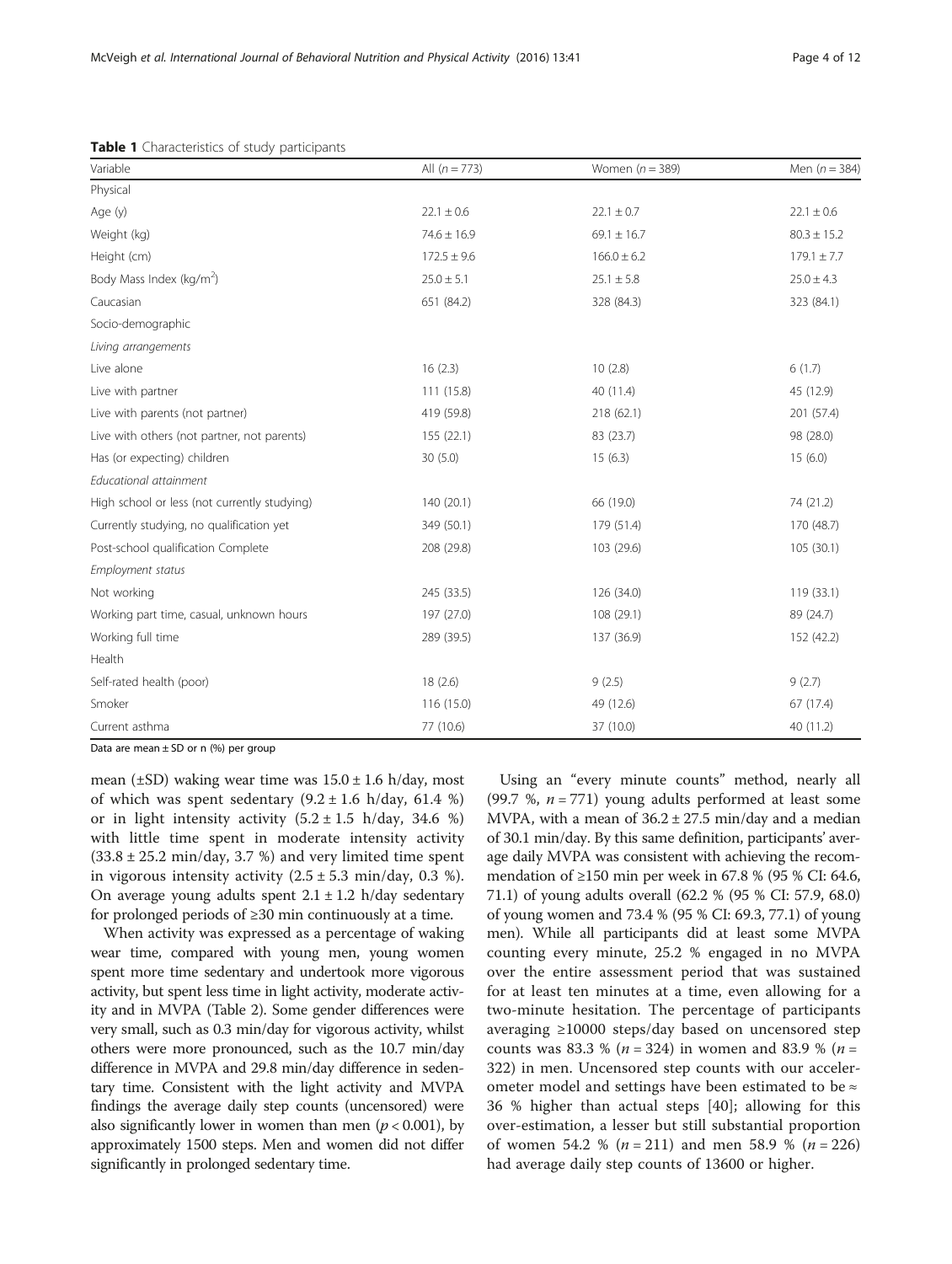**Table 1** Characteristics of study participants

| Variable | All ($n = 773$) | Women ($n = 389$) | Men ($n = 384$) |
|---|---|---|---|
| Physical | | | |
| Age (y) | 22.1 ± 0.6 | 22.1 ± 0.7 | 22.1 ± 0.6 |
| Weight (kg) | 74.6 ± 16.9 | 69.1 ± 16.7 | 80.3 ± 15.2 |
| Height (cm) | 172.5 ± 9.6 | 166.0 ± 6.2 | 179.1 ± 7.7 |
| Body Mass Index (kg/m$^2$) | 25.0 ± 5.1 | 25.1 ± 5.8 | 25.0 ± 4.3 |
| Caucasian | 651 (84.2) | 328 (84.3) | 323 (84.1) |
| Socio-demographic | | | |
| *Living arrangements* | | | |
| Live alone | 16 (2.3) | 10 (2.8) | 6 (1.7) |
| Live with partner | 111 (15.8) | 40 (11.4) | 45 (12.9) |
| Live with parents (not partner) | 419 (59.8) | 218 (62.1) | 201 (57.4) |
| Live with others (not partner, not parents) | 155 (22.1) | 83 (23.7) | 98 (28.0) |
| Has (or expecting) children | 30 (5.0) | 15 (6.3) | 15 (6.0) |
| *Educational attainment* | | | |
| High school or less (not currently studying) | 140 (20.1) | 66 (19.0) | 74 (21.2) |
| Currently studying, no qualification yet | 349 (50.1) | 179 (51.4) | 170 (48.7) |
| Post-school qualification Complete | 208 (29.8) | 103 (29.6) | 105 (30.1) |
| *Employment status* | | | |
| Not working | 245 (33.5) | 126 (34.0) | 119 (33.1) |
| Working part time, casual, unknown hours | 197 (27.0) | 108 (29.1) | 89 (24.7) |
| Working full time | 289 (39.5) | 137 (36.9) | 152 (42.2) |
| Health | | | |
| Self-rated health (poor) | 18 (2.6) | 9 (2.5) | 9 (2.7) |
| Smoker | 116 (15.0) | 49 (12.6) | 67 (17.4) |
| Current asthma | 77 (10.6) | 37 (10.0) | 40 (11.2) |

Data are mean ± SD or n (%) per group

mean (±SD) waking wear time was 15.0 ± 1.6 h/day, most of which was spent sedentary (9.2 ± 1.6 h/day, 61.4 %) or in light intensity activity (5.2 ± 1.5 h/day, 34.6 %) with little time spent in moderate intensity activity (33.8 ± 25.2 min/day, 3.7 %) and very limited time spent in vigorous intensity activity (2.5 ± 5.3 min/day, 0.3 %). On average young adults spent 2.1 ± 1.2 h/day sedentary for prolonged periods of ≥30 min continuously at a time.

When activity was expressed as a percentage of waking wear time, compared with young men, young women spent more time sedentary and undertook more vigorous activity, but spent less time in light activity, moderate activity and in MVPA (Table 2). Some gender differences were very small, such as 0.3 min/day for vigorous activity, whilst others were more pronounced, such as the 10.7 min/day difference in MVPA and 29.8 min/day difference in sedentary time. Consistent with the light activity and MVPA findings the average daily step counts (uncensored) were also significantly lower in women than men ($p < 0.001$), by approximately 1500 steps. Men and women did not differ significantly in prolonged sedentary time.

Using an "every minute counts" method, nearly all (99.7 %, $n = 771$) young adults performed at least some MVPA, with a mean of 36.2 ± 27.5 min/day and a median of 30.1 min/day. By this same definition, participants' average daily MVPA was consistent with achieving the recommendation of ≥150 min per week in 67.8 % (95 % CI: 64.6, 71.1) of young adults overall (62.2 % (95 % CI: 57.9, 68.0) of young women and 73.4 % (95 % CI: 69.3, 77.1) of young men). While all participants did at least some MVPA counting every minute, 25.2 % engaged in no MVPA over the entire assessment period that was sustained for at least ten minutes at a time, even allowing for a two-minute hesitation. The percentage of participants averaging ≥10000 steps/day based on uncensored step counts was 83.3 % ($n = 324$) in women and 83.9 % ($n = 322$) in men. Uncensored step counts with our accelerometer model and settings have been estimated to be ≈ 36 % higher than actual steps [40]; allowing for this over-estimation, a lesser but still substantial proportion of women 54.2 % ($n = 211$) and men 58.9 % ($n = 226$) had average daily step counts of 13600 or higher.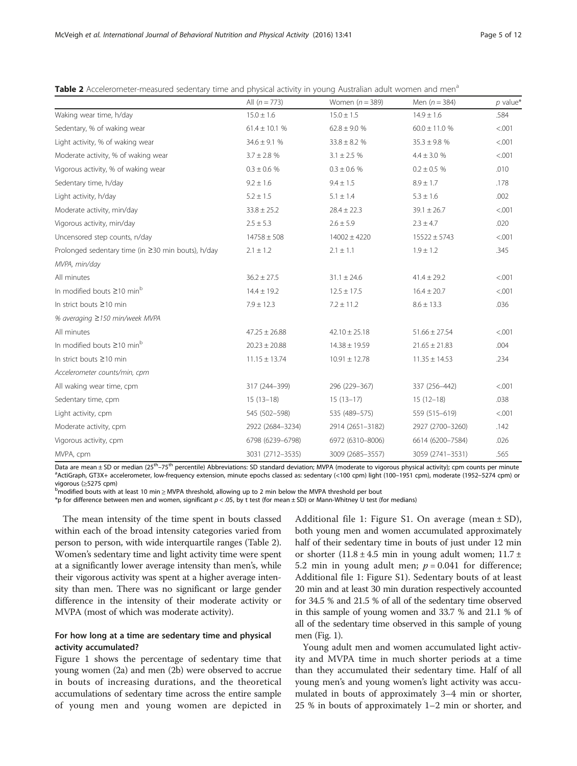**Table 2** Accelerometer-measured sedentary time and physical activity in young Australian adult women and men[a]

| | All ($n = 773$) | Women ($n = 389$) | Men ($n = 384$) | $p$ value* |
|---|---|---|---|---|
| Waking wear time, h/day | 15.0 ± 1.6 | 15.0 ± 1.5 | 14.9 ± 1.6 | .584 |
| Sedentary, % of waking wear | 61.4 ± 10.1 % | 62.8 ± 9.0 % | 60.0 ± 11.0 % | <.001 |
| Light activity, % of waking wear | 34.6 ± 9.1 % | 33.8 ± 8.2 % | 35.3 ± 9.8 % | <.001 |
| Moderate activity, % of waking wear | 3.7 ± 2.8 % | 3.1 ± 2.5 % | 4.4 ± 3.0 % | <.001 |
| Vigorous activity, % of waking wear | 0.3 ± 0.6 % | 0.3 ± 0.6 % | 0.2 ± 0.5 % | .010 |
| Sedentary time, h/day | 9.2 ± 1.6 | 9.4 ± 1.5 | 8.9 ± 1.7 | .178 |
| Light activity, h/day | 5.2 ± 1.5 | 5.1 ± 1.4 | 5.3 ± 1.6 | .002 |
| Moderate activity, min/day | 33.8 ± 25.2 | 28.4 ± 22.3 | 39.1 ± 26.7 | <.001 |
| Vigorous activity, min/day | 2.5 ± 5.3 | 2.6 ± 5.9 | 2.3 ± 4.7 | .020 |
| Uncensored step counts, n/day | 14758 ± 508 | 14002 ± 4220 | 15522 ± 5743 | <.001 |
| Prolonged sedentary time (in ≥30 min bouts), h/day | 2.1 ± 1.2 | 2.1 ± 1.1 | 1.9 ± 1.2 | .345 |
| *MVPA, min/day* | | | | |
| All minutes | 36.2 ± 27.5 | 31.1 ± 24.6 | 41.4 ± 29.2 | <.001 |
| In modified bouts ≥10 min[b] | 14.4 ± 19.2 | 12.5 ± 17.5 | 16.4 ± 20.7 | <.001 |
| In strict bouts ≥10 min | 7.9 ± 12.3 | 7.2 ± 11.2 | 8.6 ± 13.3 | .036 |
| *% averaging ≥150 min/week MVPA* | | | | |
| All minutes | 47.25 ± 26.88 | 42.10 ± 25.18 | 51.66 ± 27.54 | <.001 |
| In modified bouts ≥10 min[b] | 20.23 ± 20.88 | 14.38 ± 19.59 | 21.65 ± 21.83 | .004 |
| In strict bouts ≥10 min | 11.15 ± 13.74 | 10.91 ± 12.78 | 11.35 ± 14.53 | .234 |
| *Accelerometer counts/min, cpm* | | | | |
| All waking wear time, cpm | 317 (244–399) | 296 (229–367) | 337 (256–442) | <.001 |
| Sedentary time, cpm | 15 (13–18) | 15 (13–17) | 15 (12–18) | .038 |
| Light activity, cpm | 545 (502–598) | 535 (489–575) | 559 (515–619) | <.001 |
| Moderate activity, cpm | 2922 (2684–3234) | 2914 (2651–3182) | 2927 (2700–3260) | .142 |
| Vigorous activity, cpm | 6798 (6239–6798) | 6972 (6310–8006) | 6614 (6200–7584) | .026 |
| MVPA, cpm | 3031 (2712–3535) | 3009 (2685–3557) | 3059 (2741–3531) | .565 |

Data are mean ± SD or median (25th–75th percentile) Abbreviations: SD standard deviation; MVPA (moderate to vigorous physical activity); cpm counts per minute
[a]ActiGraph, GT3X+ accelerometer, low-frequency extension, minute epochs classed as: sedentary (<100 cpm) light (100–1951 cpm), moderate (1952–5274 cpm) or vigorous (≥5275 cpm)
[b]modified bouts with at least 10 min ≥ MVPA threshold, allowing up to 2 min below the MVPA threshold per bout
*p for difference between men and women, significant $p < .05$, by t test (for mean ± SD) or Mann-Whitney U test (for medians)

The mean intensity of the time spent in bouts classed within each of the broad intensity categories varied from person to person, with wide interquartile ranges (Table 2). Women's sedentary time and light activity time were spent at a significantly lower average intensity than men's, while their vigorous activity was spent at a higher average intensity than men. There was no significant or large gender difference in the intensity of their moderate activity or MVPA (most of which was moderate activity).

## For how long at a time are sedentary time and physical activity accumulated?

Figure 1 shows the percentage of sedentary time that young women (2a) and men (2b) were observed to accrue in bouts of increasing durations, and the theoretical accumulations of sedentary time across the entire sample of young men and young women are depicted in Additional file 1: Figure S1. On average (mean ± SD), both young men and women accumulated approximately half of their sedentary time in bouts of just under 12 min or shorter (11.8 ± 4.5 min in young adult women; 11.7 ± 5.2 min in young adult men; $p = 0.041$ for difference; Additional file 1: Figure S1). Sedentary bouts of at least 20 min and at least 30 min duration respectively accounted for 34.5 % and 21.5 % of all of the sedentary time observed in this sample of young women and 33.7 % and 21.1 % of all of the sedentary time observed in this sample of young men (Fig. 1).

Young adult men and women accumulated light activity and MVPA time in much shorter periods at a time than they accumulated their sedentary time. Half of all young men's and young women's light activity was accumulated in bouts of approximately 3–4 min or shorter, 25 % in bouts of approximately 1–2 min or shorter, and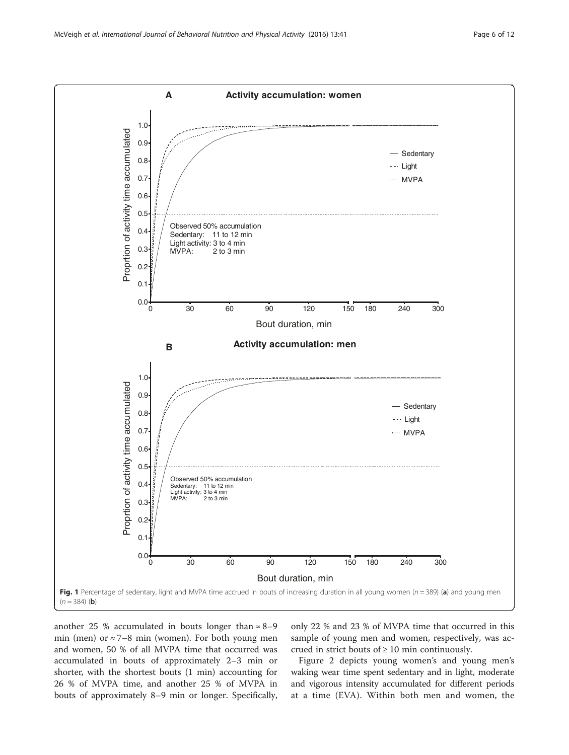Fig. 1 Percentage of sedentary, light and MVPA time accrued in bouts of increasing duration in all young women (*n* = 389) (**a**) and young men (*n* = 384) (**b**)

another 25 % accumulated in bouts longer than ≈ 8–9 min (men) or ≈ 7–8 min (women). For both young men and women, 50 % of all MVPA time that occurred was accumulated in bouts of approximately 2–3 min or shorter, with the shortest bouts (1 min) accounting for 26 % of MVPA time, and another 25 % of MVPA in bouts of approximately 8–9 min or longer. Specifically, only 22 % and 23 % of MVPA time that occurred in this sample of young men and women, respectively, was accrued in strict bouts of ≥ 10 min continuously.

Figure 2 depicts young women's and young men's waking wear time spent sedentary and in light, moderate and vigorous intensity accumulated for different periods at a time (EVA). Within both men and women, the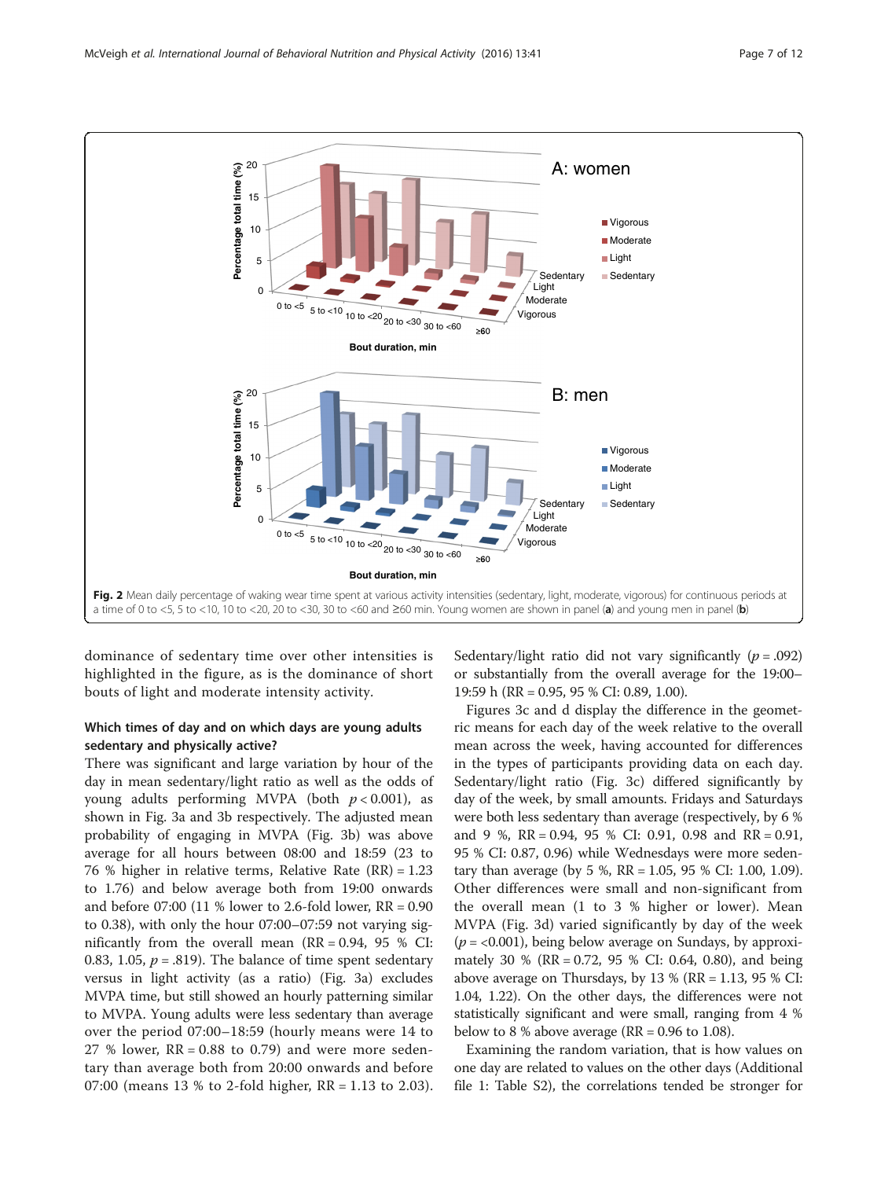Fig. 2 Mean daily percentage of waking wear time spent at various activity intensities (sedentary, light, moderate, vigorous) for continuous periods at a time of 0 to <5, 5 to <10, 10 to <20, 20 to <30, 30 to <60 and ≥60 min. Young women are shown in panel (**a**) and young men in panel (**b**)

dominance of sedentary time over other intensities is highlighted in the figure, as is the dominance of short bouts of light and moderate intensity activity.

### Which times of day and on which days are young adults sedentary and physically active?

There was significant and large variation by hour of the day in mean sedentary/light ratio as well as the odds of young adults performing MVPA (both $p < 0.001$), as shown in Fig. 3a and 3b respectively. The adjusted mean probability of engaging in MVPA (Fig. 3b) was above average for all hours between 08:00 and 18:59 (23 to 76 % higher in relative terms, Relative Rate (RR) = 1.23 to 1.76) and below average both from 19:00 onwards and before 07:00 (11 % lower to 2.6-fold lower, RR = 0.90 to 0.38), with only the hour 07:00–07:59 not varying significantly from the overall mean (RR = 0.94, 95 % CI: 0.83, 1.05, $p$ = .819). The balance of time spent sedentary versus in light activity (as a ratio) (Fig. 3a) excludes MVPA time, but still showed an hourly patterning similar to MVPA. Young adults were less sedentary than average over the period 07:00–18:59 (hourly means were 14 to 27 % lower, RR = 0.88 to 0.79) and were more sedentary than average both from 20:00 onwards and before 07:00 (means 13 % to 2-fold higher, RR = 1.13 to 2.03). Sedentary/light ratio did not vary significantly ($p$ = .092) or substantially from the overall average for the 19:00–19:59 h (RR = 0.95, 95 % CI: 0.89, 1.00).

Figures 3c and d display the difference in the geometric means for each day of the week relative to the overall mean across the week, having accounted for differences in the types of participants providing data on each day. Sedentary/light ratio (Fig. 3c) differed significantly by day of the week, by small amounts. Fridays and Saturdays were both less sedentary than average (respectively, by 6 % and 9 %, RR = 0.94, 95 % CI: 0.91, 0.98 and RR = 0.91, 95 % CI: 0.87, 0.96) while Wednesdays were more sedentary than average (by 5 %, RR = 1.05, 95 % CI: 1.00, 1.09). Other differences were small and non-significant from the overall mean (1 to 3 % higher or lower). Mean MVPA (Fig. 3d) varied significantly by day of the week ($p$ = <0.001), being below average on Sundays, by approximately 30 % (RR = 0.72, 95 % CI: 0.64, 0.80), and being above average on Thursdays, by 13 % (RR = 1.13, 95 % CI: 1.04, 1.22). On the other days, the differences were not statistically significant and were small, ranging from 4 % below to 8 % above average (RR = 0.96 to 1.08).

Examining the random variation, that is how values on one day are related to values on the other days (Additional file 1: Table S2), the correlations tended be stronger for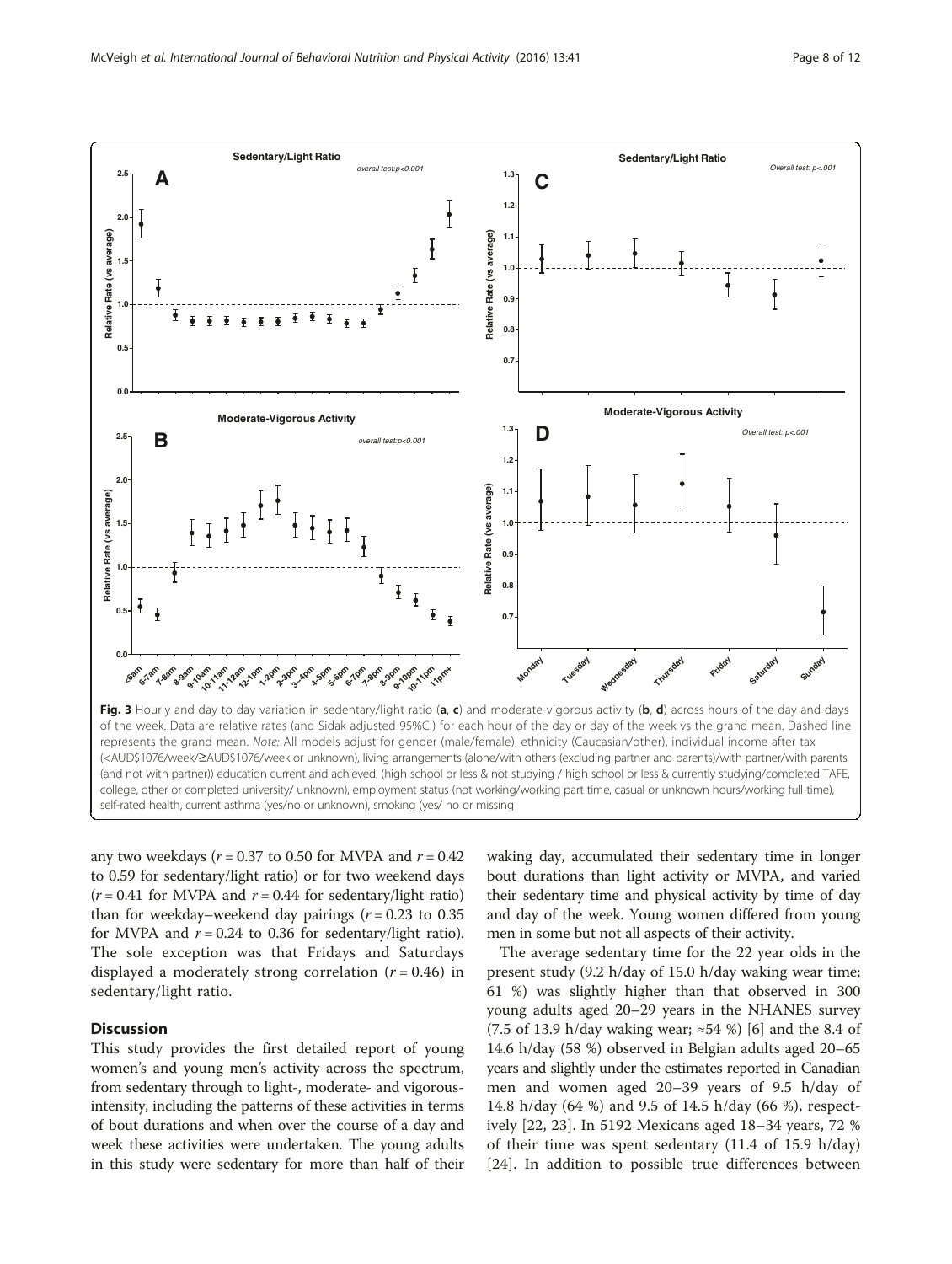**Fig. 3** Hourly and day to day variation in sedentary/light ratio (**a**, **c**) and moderate-vigorous activity (**b**, **d**) across hours of the day and days of the week. Data are relative rates (and Sidak adjusted 95%CI) for each hour of the day or day of the week vs the grand mean. Dashed line represents the grand mean. *Note:* All models adjust for gender (male/female), ethnicity (Caucasian/other), individual income after tax (<AUD$1076/week/≥AUD$1076/week or unknown), living arrangements (alone/with others (excluding partner and parents)/with partner/with parents (and not with partner)) education current and achieved, (high school or less & not studying / high school or less & currently studying/completed TAFE, college, other or completed university/ unknown), employment status (not working/working part time, casual or unknown hours/working full-time), self-rated health, current asthma (yes/no or unknown), smoking (yes/ no or missing

any two weekdays ($r = 0.37$ to 0.50 for MVPA and $r = 0.42$ to 0.59 for sedentary/light ratio) or for two weekend days ($r = 0.41$ for MVPA and $r = 0.44$ for sedentary/light ratio) than for weekday–weekend day pairings ($r = 0.23$ to 0.35 for MVPA and $r = 0.24$ to 0.36 for sedentary/light ratio). The sole exception was that Fridays and Saturdays displayed a moderately strong correlation ($r = 0.46$) in sedentary/light ratio.

## Discussion

This study provides the first detailed report of young women's and young men's activity across the spectrum, from sedentary through to light-, moderate- and vigorous-intensity, including the patterns of these activities in terms of bout durations and when over the course of a day and week these activities were undertaken. The young adults in this study were sedentary for more than half of their waking day, accumulated their sedentary time in longer bout durations than light activity or MVPA, and varied their sedentary time and physical activity by time of day and day of the week. Young women differed from young men in some but not all aspects of their activity.

The average sedentary time for the 22 year olds in the present study (9.2 h/day of 15.0 h/day waking wear time; 61 %) was slightly higher than that observed in 300 young adults aged 20–29 years in the NHANES survey (7.5 of 13.9 h/day waking wear; ≈54 %) [6] and the 8.4 of 14.6 h/day (58 %) observed in Belgian adults aged 20–65 years and slightly under the estimates reported in Canadian men and women aged 20–39 years of 9.5 h/day of 14.8 h/day (64 %) and 9.5 of 14.5 h/day (66 %), respectively [22, 23]. In 5192 Mexicans aged 18–34 years, 72 % of their time was spent sedentary (11.4 of 15.9 h/day) [24]. In addition to possible true differences between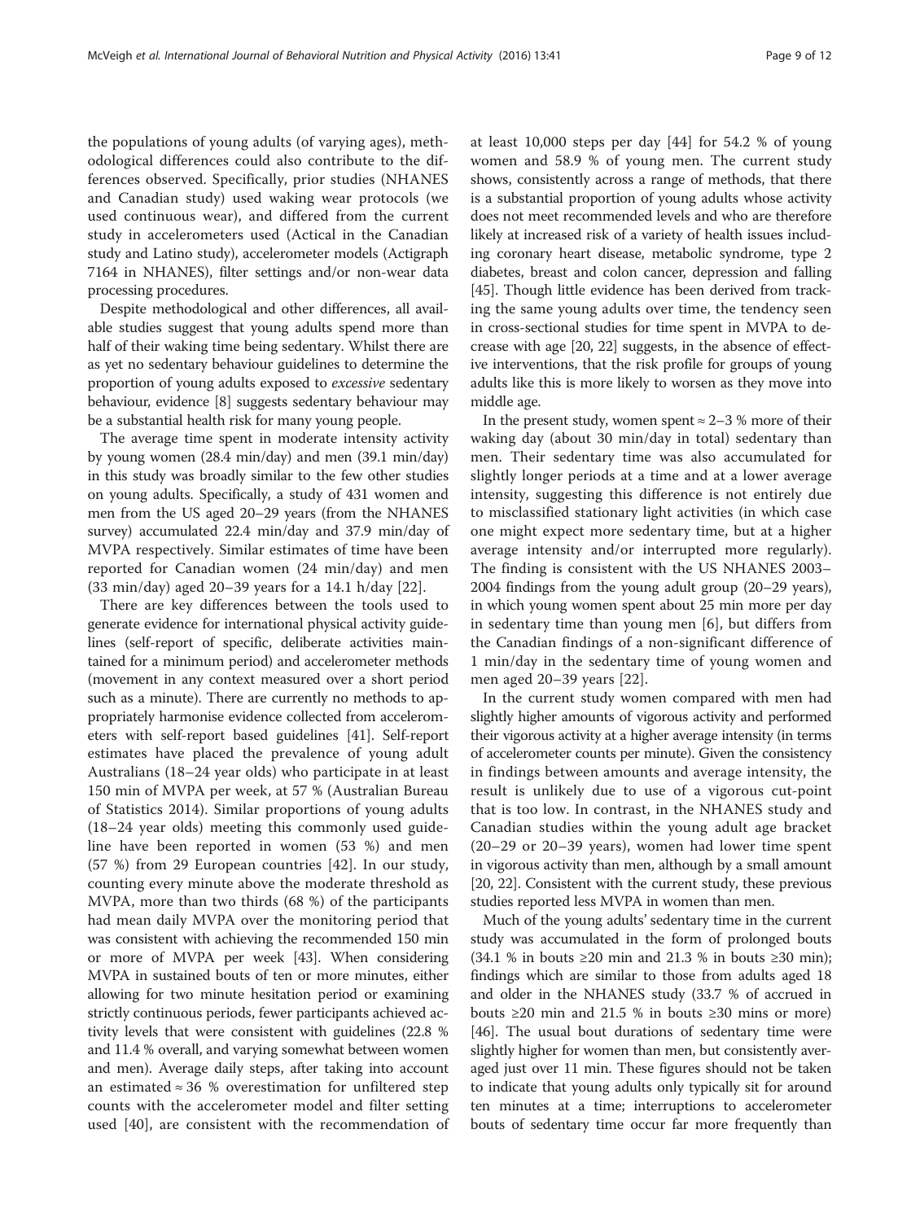the populations of young adults (of varying ages), methodological differences could also contribute to the differences observed. Specifically, prior studies (NHANES and Canadian study) used waking wear protocols (we used continuous wear), and differed from the current study in accelerometers used (Actical in the Canadian study and Latino study), accelerometer models (Actigraph 7164 in NHANES), filter settings and/or non-wear data processing procedures.

Despite methodological and other differences, all available studies suggest that young adults spend more than half of their waking time being sedentary. Whilst there are as yet no sedentary behaviour guidelines to determine the proportion of young adults exposed to *excessive* sedentary behaviour, evidence [8] suggests sedentary behaviour may be a substantial health risk for many young people.

The average time spent in moderate intensity activity by young women (28.4 min/day) and men (39.1 min/day) in this study was broadly similar to the few other studies on young adults. Specifically, a study of 431 women and men from the US aged 20–29 years (from the NHANES survey) accumulated 22.4 min/day and 37.9 min/day of MVPA respectively. Similar estimates of time have been reported for Canadian women (24 min/day) and men (33 min/day) aged 20–39 years for a 14.1 h/day [22].

There are key differences between the tools used to generate evidence for international physical activity guidelines (self-report of specific, deliberate activities maintained for a minimum period) and accelerometer methods (movement in any context measured over a short period such as a minute). There are currently no methods to appropriately harmonise evidence collected from accelerometers with self-report based guidelines [41]. Self-report estimates have placed the prevalence of young adult Australians (18–24 year olds) who participate in at least 150 min of MVPA per week, at 57 % (Australian Bureau of Statistics 2014). Similar proportions of young adults (18–24 year olds) meeting this commonly used guideline have been reported in women (53 %) and men (57 %) from 29 European countries [42]. In our study, counting every minute above the moderate threshold as MVPA, more than two thirds (68 %) of the participants had mean daily MVPA over the monitoring period that was consistent with achieving the recommended 150 min or more of MVPA per week [43]. When considering MVPA in sustained bouts of ten or more minutes, either allowing for two minute hesitation period or examining strictly continuous periods, fewer participants achieved activity levels that were consistent with guidelines (22.8 % and 11.4 % overall, and varying somewhat between women and men). Average daily steps, after taking into account an estimated ≈ 36 % overestimation for unfiltered step counts with the accelerometer model and filter setting used [40], are consistent with the recommendation of at least 10,000 steps per day [44] for 54.2 % of young women and 58.9 % of young men. The current study shows, consistently across a range of methods, that there is a substantial proportion of young adults whose activity does not meet recommended levels and who are therefore likely at increased risk of a variety of health issues including coronary heart disease, metabolic syndrome, type 2 diabetes, breast and colon cancer, depression and falling [45]. Though little evidence has been derived from tracking the same young adults over time, the tendency seen in cross-sectional studies for time spent in MVPA to decrease with age [20, 22] suggests, in the absence of effective interventions, that the risk profile for groups of young adults like this is more likely to worsen as they move into middle age.

In the present study, women spent ≈ 2–3 % more of their waking day (about 30 min/day in total) sedentary than men. Their sedentary time was also accumulated for slightly longer periods at a time and at a lower average intensity, suggesting this difference is not entirely due to misclassified stationary light activities (in which case one might expect more sedentary time, but at a higher average intensity and/or interrupted more regularly). The finding is consistent with the US NHANES 2003–2004 findings from the young adult group (20–29 years), in which young women spent about 25 min more per day in sedentary time than young men [6], but differs from the Canadian findings of a non-significant difference of 1 min/day in the sedentary time of young women and men aged 20–39 years [22].

In the current study women compared with men had slightly higher amounts of vigorous activity and performed their vigorous activity at a higher average intensity (in terms of accelerometer counts per minute). Given the consistency in findings between amounts and average intensity, the result is unlikely due to use of a vigorous cut-point that is too low. In contrast, in the NHANES study and Canadian studies within the young adult age bracket (20–29 or 20–39 years), women had lower time spent in vigorous activity than men, although by a small amount [20, 22]. Consistent with the current study, these previous studies reported less MVPA in women than men.

Much of the young adults' sedentary time in the current study was accumulated in the form of prolonged bouts (34.1 % in bouts ≥20 min and 21.3 % in bouts ≥30 min); findings which are similar to those from adults aged 18 and older in the NHANES study (33.7 % of accrued in bouts ≥20 min and 21.5 % in bouts ≥30 mins or more) [46]. The usual bout durations of sedentary time were slightly higher for women than men, but consistently averaged just over 11 min. These figures should not be taken to indicate that young adults only typically sit for around ten minutes at a time; interruptions to accelerometer bouts of sedentary time occur far more frequently than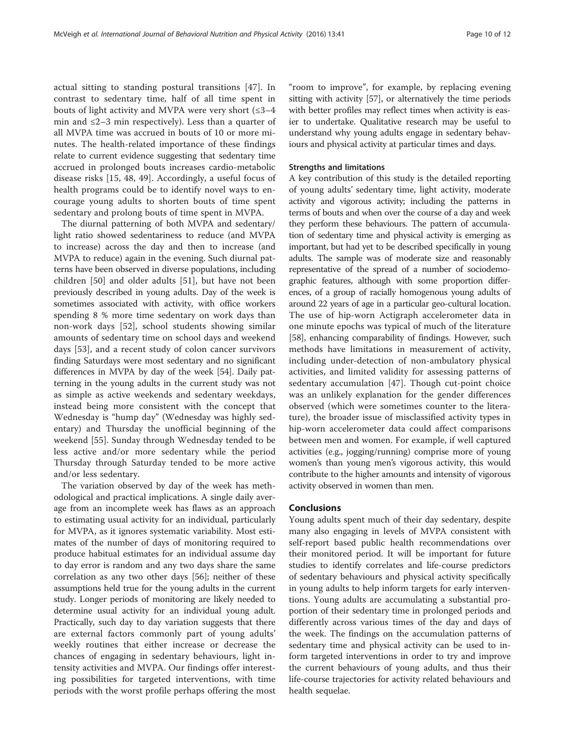actual sitting to standing postural transitions [47]. In contrast to sedentary time, half of all time spent in bouts of light activity and MVPA were very short (≤3–4 min and ≤2–3 min respectively). Less than a quarter of all MVPA time was accrued in bouts of 10 or more minutes. The health-related importance of these findings relate to current evidence suggesting that sedentary time accrued in prolonged bouts increases cardio-metabolic disease risks [15, 48, 49]. Accordingly, a useful focus of health programs could be to identify novel ways to encourage young adults to shorten bouts of time spent sedentary and prolong bouts of time spent in MVPA.

The diurnal patterning of both MVPA and sedentary/light ratio showed sedentariness to reduce (and MVPA to increase) across the day and then to increase (and MVPA to reduce) again in the evening. Such diurnal patterns have been observed in diverse populations, including children [50] and older adults [51], but have not been previously described in young adults. Day of the week is sometimes associated with activity, with office workers spending 8 % more time sedentary on work days than non-work days [52], school students showing similar amounts of sedentary time on school days and weekend days [53], and a recent study of colon cancer survivors finding Saturdays were most sedentary and no significant differences in MVPA by day of the week [54]. Daily patterning in the young adults in the current study was not as simple as active weekends and sedentary weekdays, instead being more consistent with the concept that Wednesday is "hump day" (Wednesday was highly sedentary) and Thursday the unofficial beginning of the weekend [55]. Sunday through Wednesday tended to be less active and/or more sedentary while the period Thursday through Saturday tended to be more active and/or less sedentary.

The variation observed by day of the week has methodological and practical implications. A single daily average from an incomplete week has flaws as an approach to estimating usual activity for an individual, particularly for MVPA, as it ignores systematic variability. Most estimates of the number of days of monitoring required to produce habitual estimates for an individual assume day to day error is random and any two days share the same correlation as any two other days [56]; neither of these assumptions held true for the young adults in the current study. Longer periods of monitoring are likely needed to determine usual activity for an individual young adult. Practically, such day to day variation suggests that there are external factors commonly part of young adults' weekly routines that either increase or decrease the chances of engaging in sedentary behaviours, light intensity activities and MVPA. Our findings offer interesting possibilities for targeted interventions, with time periods with the worst profile perhaps offering the most "room to improve", for example, by replacing evening sitting with activity [57], or alternatively the time periods with better profiles may reflect times when activity is easier to undertake. Qualitative research may be useful to understand why young adults engage in sedentary behaviours and physical activity at particular times and days.

### Strengths and limitations

A key contribution of this study is the detailed reporting of young adults' sedentary time, light activity, moderate activity and vigorous activity; including the patterns in terms of bouts and when over the course of a day and week they perform these behaviours. The pattern of accumulation of sedentary time and physical activity is emerging as important, but had yet to be described specifically in young adults. The sample was of moderate size and reasonably representative of the spread of a number of sociodemographic features, although with some proportion differences, of a group of racially homogenous young adults of around 22 years of age in a particular geo-cultural location. The use of hip-worn Actigraph accelerometer data in one minute epochs was typical of much of the literature [58], enhancing comparability of findings. However, such methods have limitations in measurement of activity, including under-detection of non-ambulatory physical activities, and limited validity for assessing patterns of sedentary accumulation [47]. Though cut-point choice was an unlikely explanation for the gender differences observed (which were sometimes counter to the literature), the broader issue of misclassified activity types in hip-worn accelerometer data could affect comparisons between men and women. For example, if well captured activities (e.g., jogging/running) comprise more of young women's than young men's vigorous activity, this would contribute to the higher amounts and intensity of vigorous activity observed in women than men.

## Conclusions

Young adults spent much of their day sedentary, despite many also engaging in levels of MVPA consistent with self-report based public health recommendations over their monitored period. It will be important for future studies to identify correlates and life-course predictors of sedentary behaviours and physical activity specifically in young adults to help inform targets for early interventions. Young adults are accumulating a substantial proportion of their sedentary time in prolonged periods and differently across various times of the day and days of the week. The findings on the accumulation patterns of sedentary time and physical activity can be used to inform targeted interventions in order to try and improve the current behaviours of young adults, and thus their life-course trajectories for activity related behaviours and health sequelae.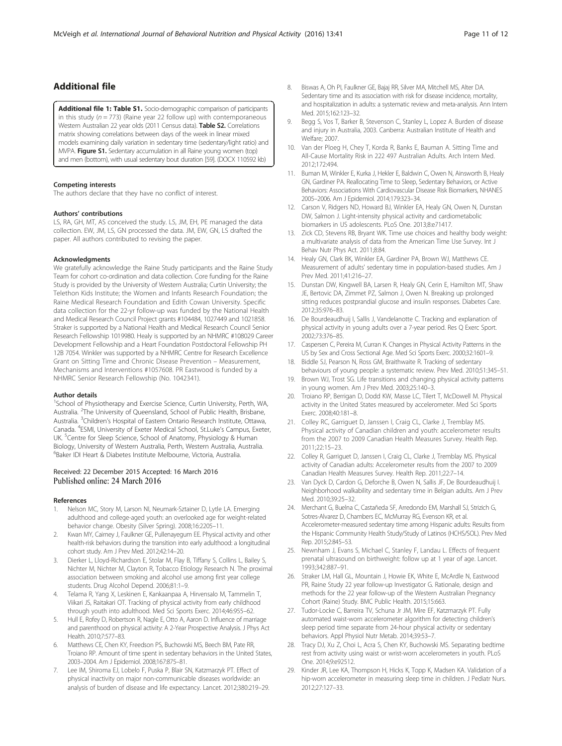## Additional file

**Additional file 1: Table S1.** Socio-demographic comparison of participants in this study (*n* = 773) (Raine year 22 follow up) with contemporaneous Western Australian 22 year olds (2011 Census data). **Table S2.** Correlations matrix showing correlations between days of the week in linear mixed models examining daily variation in sedentary time (sedentary/light ratio) and MVPA. **Figure S1.** Sedentary accumulation in all Raine young women (top) and men (bottom), with usual sedentary bout duration [59]. (DOCX 110592 kb)

#### Competing interests

The authors declare that they have no conflict of interest.

#### Authors' contributions

LS, RA, GH, MT, AS conceived the study. LS, JM, EH, PE managed the data collection. EW, JM, LS, GN processed the data. JM, EW, GN, LS drafted the paper. All authors contributed to revising the paper.

#### Acknowledgments

We gratefully acknowledge the Raine Study participants and the Raine Study Team for cohort co-ordination and data collection. Core funding for the Raine Study is provided by the University of Western Australia; Curtin University; the Telethon Kids Institute; the Women and Infants Research Foundation; the Raine Medical Research Foundation and Edith Cowan University. Specific data collection for the 22-yr follow-up was funded by the National Health and Medical Research Council Project grants #104484, 1027449 and 1021858. Straker is supported by a National Health and Medical Research Council Senior Research Fellowship 1019980. Healy is supported by an NHMRC #108029 Career Development Fellowship and a Heart Foundation Postdoctoral Fellowship PH 12B 7054. Winkler was supported by a NHMRC Centre for Research Excellence Grant on Sitting Time and Chronic Disease Prevention – Measurement, Mechanisms and Interventions #1057608. PR Eastwood is funded by a NHMRC Senior Research Fellowship (No. 1042341).

#### Author details

[1]School of Physiotherapy and Exercise Science, Curtin University, Perth, WA, Australia. [2]The University of Queensland, School of Public Health, Brisbane, Australia. [3]Children's Hospital of Eastern Ontario Research Institute, Ottawa, Canada. [4]ESMI, University of Exeter Medical School, St.Luke's Campus, Exeter, UK. [5]Centre for Sleep Science, School of Anatomy, Physiology & Human Biology, University of Western Australia, Perth, Western Australia, Australia. [6]Baker IDI Heart & Diabetes Institute Melbourne, Victoria, Australia.

Received: 22 December 2015 Accepted: 16 March 2016
Published online: 24 March 2016

#### References

1. Nelson MC, Story M, Larson NI, Neumark-Sztainer D, Lytle LA. Emerging adulthood and college-aged youth: an overlooked age for weight-related behavior change. Obesity (Silver Spring). 2008;16:2205–11.
2. Kwan MY, Cairney J, Faulkner GE, Pullenayegum EE. Physical activity and other health-risk behaviors during the transition into early adulthood: a longitudinal cohort study. Am J Prev Med. 2012;42:14–20.
3. Dierker L, Lloyd-Richardson E, Stolar M, Flay B, Tiffany S, Collins L, Bailey S, Nichter M, Nichter M, Clayton R, Tobacco Etiology Research N. The proximal association between smoking and alcohol use among first year college students. Drug Alcohol Depend. 2006;81:1–9.
4. Telama R, Yang X, Leskinen E, Kankaanpaa A, Hirvensalo M, Tammelin T, Viikari JS, Raitakari OT. Tracking of physical activity from early childhood through youth into adulthood. Med Sci Sports Exerc. 2014;46:955–62.
5. Hull E, Rofey D, Robertson R, Nagle E, Otto A, Aaron D. Influence of marriage and parenthood on physical activity: A 2-Year Prospective Analysis. J Phys Act Health. 2010;7:577–83.
6. Matthews CE, Chen KY, Freedson PS, Buchowski MS, Beech BM, Pate RR, Troiano RP. Amount of time spent in sedentary behaviors in the United States, 2003–2004. Am J Epidemiol. 2008;167:875–81.
7. Lee IM, Shiroma EJ, Lobelo F, Puska P, Blair SN, Katzmarzyk PT. Effect of physical inactivity on major non-communicable diseases worldwide: an analysis of burden of disease and life expectancy. Lancet. 2012;380:219–29.
8. Biswas A, Oh PI, Faulkner GE, Bajaj RR, Silver MA, Mitchell MS, Alter DA. Sedentary time and its association with risk for disease incidence, mortality, and hospitalization in adults: a systematic review and meta-analysis. Ann Intern Med. 2015;162:123–32.
9. Begg S, Vos T, Barker B, Stevenson C, Stanley L, Lopez A. Burden of disease and injury in Australia, 2003. Canberra: Australian Institute of Health and Welfare; 2007.
10. Van der Ploeg H, Chey T, Korda R, Banks E, Bauman A. Sitting Time and All-Cause Mortality Risk in 222 497 Australian Adults. Arch Intern Med. 2012;172:494.
11. Buman M, Winkler E, Kurka J, Hekler E, Baldwin C, Owen N, Ainsworth B, Healy GN, Gardiner PA. Reallocating Time to Sleep, Sedentary Behaviors, or Active Behaviors: Associations With Cardiovascular Disease Risk Biomarkers, NHANES 2005–2006. Am J Epidemiol. 2014;179:323–34.
12. Carson V, Ridgers ND, Howard BJ, Winkler EA, Healy GN, Owen N, Dunstan DW, Salmon J. Light-intensity physical activity and cardiometabolic biomarkers in US adolescents. PLoS One. 2013;8:e71417.
13. Zick CD, Stevens RB, Bryant WK. Time use choices and healthy body weight: a multivariate analysis of data from the American Time Use Survey. Int J Behav Nutr Phys Act. 2011;8:84.
14. Healy GN, Clark BK, Winkler EA, Gardiner PA, Brown WJ, Matthews CE. Measurement of adults' sedentary time in population-based studies. Am J Prev Med. 2011;41:216–27.
15. Dunstan DW, Kingwell BA, Larsen R, Healy GN, Cerin E, Hamilton MT, Shaw JE, Bertovic DA, Zimmet PZ, Salmon J, Owen N. Breaking up prolonged sitting reduces postprandial glucose and insulin responses. Diabetes Care. 2012;35:976–83.
16. De Bourdeaudhuij I, Sallis J, Vandelanotte C. Tracking and explanation of physical activity in young adults over a 7-year period. Res Q Exerc Sport. 2002;73:376–85.
17. Caspersen C, Pereira M, Curran K. Changes in Physical Activity Patterns in the US by Sex and Cross Sectional Age. Med Sci Sports Exerc. 2000;32:1601–9.
18. Biddle SJ, Pearson N, Ross GM, Braithwaite R. Tracking of sedentary behaviours of young people: a systematic review. Prev Med. 2010;51:345–51.
19. Brown WJ, Trost SG. Life transitions and changing physical activity patterns in young women. Am J Prev Med. 2003;25:140–3.
20. Troiano RP, Berrigan D, Dodd KW, Masse LC, Tilert T, McDowell M. Physical activity in the United States measured by accelerometer. Med Sci Sports Exerc. 2008;40:181–8.
21. Colley RC, Garriguet D, Janssen I, Craig CL, Clarke J, Tremblay MS. Physical activity of Canadian children and youth: accelerometer results from the 2007 to 2009 Canadian Health Measures Survey. Health Rep. 2011;22:15–23.
22. Colley R, Garriguet D, Janssen I, Craig CL, Clarke J, Tremblay MS. Physical activity of Canadian adults: Accelerometer results from the 2007 to 2009 Canadian Health Measures Survey. Health Rep. 2011;22:7–14.
23. Van Dyck D, Cardon G, Deforche B, Owen N, Sallis JF, De Bourdeaudhuij I. Neighborhood walkability and sedentary time in Belgian adults. Am J Prev Med. 2010;39:25–32.
24. Merchant G, Buelna C, Castañeda SF, Arredondo EM, Marshall SJ, Strizich G, Sotres-Alvarez D, Chambers EC, McMurray RG, Evenson KR, et al. Accelerometer-measured sedentary time among Hispanic adults: Results from the Hispanic Community Health Study/Study of Latinos (HCHS/SOL). Prev Med Rep. 2015;2:845–53.
25. Newnham J, Evans S, Michael C, Stanley F, Landau L. Effects of frequent prenatal ultrasound on birthweight: follow up at 1 year of age. Lancet. 1993;342:887–91.
26. Straker LM, Hall GL, Mountain J, Howie EK, White E, McArdle N, Eastwood PR, Raine Study 22 year follow-up Investigator G. Rationale, design and methods for the 22 year follow-up of the Western Australian Pregnancy Cohort (Raine) Study. BMC Public Health. 2015;15:663.
27. Tudor-Locke C, Barreira TV, Schuna Jr JM, Mire EF, Katzmarzyk PT. Fully automated waist-worn accelerometer algorithm for detecting children's sleep period time separate from 24-hour physical activity or sedentary behaviors. Appl Physiol Nutr Metab. 2014;39:53–7.
28. Tracy DJ, Xu Z, Choi L, Acra S, Chen KY, Buchowski MS. Separating bedtime rest from activity using waist or wrist-worn accelerometers in youth. PLoS One. 2014;9:e92512.
29. Kinder JR, Lee KA, Thompson H, Hicks K, Topp K, Madsen KA. Validation of a hip-worn accelerometer in measuring sleep time in children. J Pediatr Nurs. 2012;27:127–33.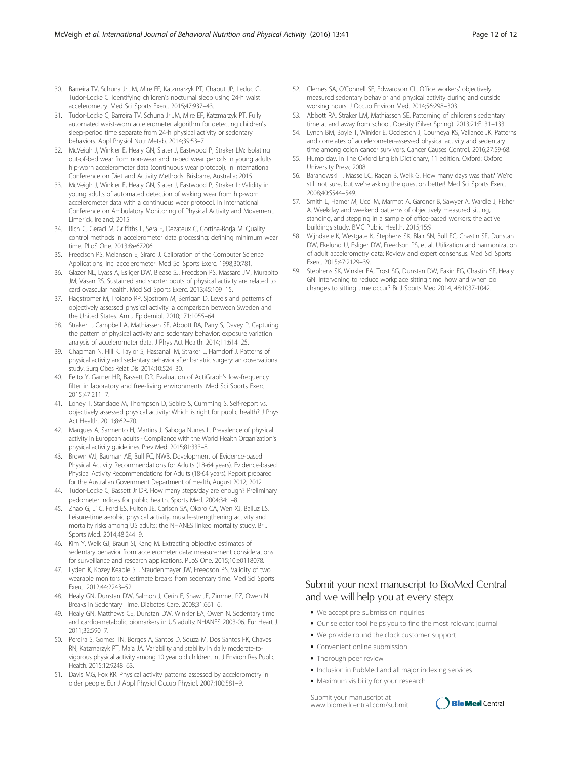30. Barreira TV, Schuna Jr JM, Mire EF, Katzmarzyk PT, Chaput JP, Leduc G, Tudor-Locke C. Identifying children's nocturnal sleep using 24-h waist accelerometry. Med Sci Sports Exerc. 2015;47:937–43.
31. Tudor-Locke C, Barreira TV, Schuna Jr JM, Mire EF, Katzmarzyk PT. Fully automated waist-worn accelerometer algorithm for detecting children's sleep-period time separate from 24-h physical activity or sedentary behaviors. Appl Physiol Nutr Metab. 2014;39:53–7.
32. McVeigh J, Winkler E, Healy GN, Slater J, Eastwood P, Straker LM: Isolating out-of-bed wear from non-wear and in-bed wear periods in young adults hip-worn accelerometer data (continuous wear protocol). In International Conference on Diet and Activity Methods. Brisbane, Australia; 2015
33. McVeigh J, Winkler E, Healy GN, Slater J, Eastwood P, Straker L: Validity in young adults of automated detection of waking wear from hip-worn accelerometer data with a continuous wear protocol. In International Conference on Ambulatory Monitoring of Physical Activity and Movement. Limerick, Ireland; 2015
34. Rich C, Geraci M, Griffiths L, Sera F, Dezateux C, Cortina-Borja M. Quality control methods in accelerometer data processing: defining minimum wear time. PLoS One. 2013;8:e67206.
35. Freedson PS, Melanson E, Sirard J. Calibration of the Computer Science Applications, Inc. accelerometer. Med Sci Sports Exerc. 1998;30:781.
36. Glazer NL, Lyass A, Esliger DW, Blease SJ, Freedson PS, Massaro JM, Murabito JM, Vasan RS. Sustained and shorter bouts of physical activity are related to cardiovascular health. Med Sci Sports Exerc. 2013;45:109–15.
37. Hagstromer M, Troiano RP, Sjostrom M, Berrigan D. Levels and patterns of objectively assessed physical activity–a comparison between Sweden and the United States. Am J Epidemiol. 2010;171:1055–64.
38. Straker L, Campbell A, Mathiassen SE, Abbott RA, Parry S, Davey P. Capturing the pattern of physical activity and sedentary behavior: exposure variation analysis of accelerometer data. J Phys Act Health. 2014;11:614–25.
39. Chapman N, Hill K, Taylor S, Hassanali M, Straker L, Hamdorf J. Patterns of physical activity and sedentary behavior after bariatric surgery: an observational study. Surg Obes Relat Dis. 2014;10:524–30.
40. Feito Y, Garner HR, Bassett DR. Evaluation of ActiGraph's low-frequency filter in laboratory and free-living environments. Med Sci Sports Exerc. 2015;47:211–7.
41. Loney T, Standage M, Thompson D, Sebire S, Cumming S. Self-report vs. objectively assessed physical activity: Which is right for public health? J Phys Act Health. 2011;8:62–70.
42. Marques A, Sarmento H, Martins J, Saboga Nunes L. Prevalence of physical activity in European adults - Compliance with the World Health Organization's physical activity guidelines. Prev Med. 2015;81:333–8.
43. Brown WJ, Bauman AE, Bull FC, NWB. Development of Evidence-based Physical Activity Recommendations for Adults (18-64 years). Evidence-based Physical Activity Recommendations for Adults (18-64 years). Report prepared for the Australian Government Department of Health, August 2012; 2012
44. Tudor-Locke C, Bassett Jr DR. How many steps/day are enough? Preliminary pedometer indices for public health. Sports Med. 2004;34:1–8.
45. Zhao G, Li C, Ford ES, Fulton JE, Carlson SA, Okoro CA, Wen XJ, Balluz LS. Leisure-time aerobic physical activity, muscle-strengthening activity and mortality risks among US adults: the NHANES linked mortality study. Br J Sports Med. 2014;48:244–9.
46. Kim Y, Welk GJ, Braun SI, Kang M. Extracting objective estimates of sedentary behavior from accelerometer data: measurement considerations for surveillance and research applications. PLoS One. 2015;10:e0118078.
47. Lyden K, Kozey Keadle SL, Staudenmayer JW, Freedson PS. Validity of two wearable monitors to estimate breaks from sedentary time. Med Sci Sports Exerc. 2012;44:2243–52.
48. Healy GN, Dunstan DW, Salmon J, Cerin E, Shaw JE, Zimmet PZ, Owen N. Breaks in Sedentary Time. Diabetes Care. 2008;31:661–6.
49. Healy GN, Matthews CE, Dunstan DW, Winkler EA, Owen N. Sedentary time and cardio-metabolic biomarkers in US adults: NHANES 2003-06. Eur Heart J. 2011;32:590–7.
50. Pereira S, Gomes TN, Borges A, Santos D, Souza M, Dos Santos FK, Chaves RN, Katzmarzyk PT, Maia JA. Variability and stability in daily moderate-to-vigorous physical activity among 10 year old children. Int J Environ Res Public Health. 2015;12:9248–63.
51. Davis MG, Fox KR. Physical activity patterns assessed by accelerometry in older people. Eur J Appl Physiol Occup Physiol. 2007;100:581–9.
52. Clemes SA, O'Connell SE, Edwardson CL. Office workers' objectively measured sedentary behavior and physical activity during and outside working hours. J Occup Environ Med. 2014;56:298–303.
53. Abbott RA, Straker LM, Mathiassen SE. Patterning of children's sedentary time at and away from school. Obesity (Silver Spring). 2013;21:E131–133.
54. Lynch BM, Boyle T, Winkler E, Occleston J, Courneya KS, Vallance JK. Patterns and correlates of accelerometer-assessed physical activity and sedentary time among colon cancer survivors. Cancer Causes Control. 2016;27:59-68.
55. Hump day. In The Oxford English Dictionary, 11 edition. Oxford: Oxford University Press; 2008.
56. Baranowski T, Masse LC, Ragan B, Welk G. How many days was that? We're still not sure, but we're asking the question better! Med Sci Sports Exerc. 2008;40:S544–549.
57. Smith L, Hamer M, Ucci M, Marmot A, Gardner B, Sawyer A, Wardle J, Fisher A. Weekday and weekend patterns of objectively measured sitting, standing, and stepping in a sample of office-based workers: the active buildings study. BMC Public Health. 2015;15:9.
58. Wijndaele K, Westgate K, Stephens SK, Blair SN, Bull FC, Chastin SF, Dunstan DW, Ekelund U, Esliger DW, Freedson PS, et al. Utilization and harmonization of adult accelerometry data: Review and expert consensus. Med Sci Sports Exerc. 2015;47:2129–39.
59. Stephens SK, Winkler EA, Trost SG, Dunstan DW, Eakin EG, Chastin SF, Healy GN: Intervening to reduce workplace sitting time: how and when do changes to sitting time occur? Br J Sports Med 2014, 48:1037-1042.

Submit your next manuscript to BioMed Central and we will help you at every step:

- We accept pre-submission inquiries
- Our selector tool helps you to find the most relevant journal
- We provide round the clock customer support
- Convenient online submission
- Thorough peer review
- Inclusion in PubMed and all major indexing services
- Maximum visibility for your research

Submit your manuscript at www.biomedcentral.com/submit

BioMed Central